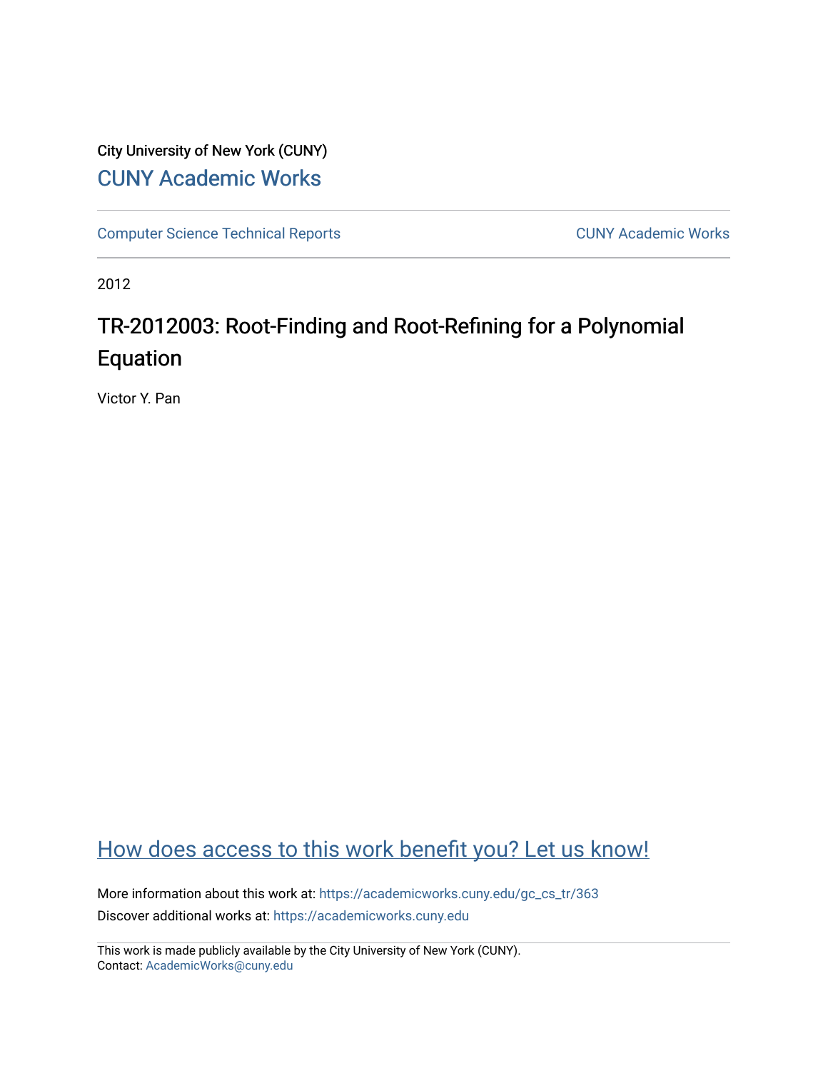City University of New York (CUNY)

CUNY Academic Works

Computer Science Technical Reports

CUNY Academic Works

2012

# TR-2012003: Root-Finding and Root-Refining for a Polynomial Equation

Victor Y. Pan

How does access to this work benefit you? Let us know!

More information about this work at: https://academicworks.cuny.edu/gc_cs_tr/363

Discover additional works at: https://academicworks.cuny.edu

This work is made publicly available by the City University of New York (CUNY).
Contact: AcademicWorks@cuny.edu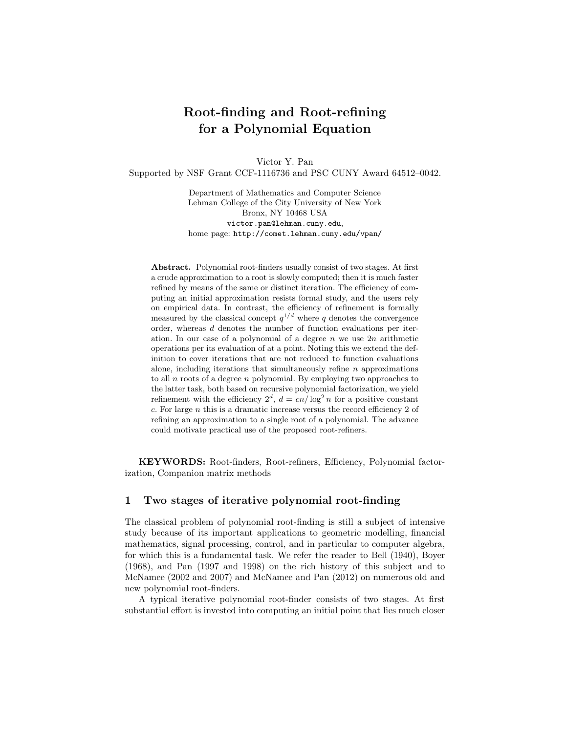# Root-finding and Root-refining for a Polynomial Equation

Victor Y. Pan
Supported by NSF Grant CCF-1116736 and PSC CUNY Award 64512–0042.

Department of Mathematics and Computer Science
Lehman College of the City University of New York
Bronx, NY 10468 USA
victor.pan@lehman.cuny.edu,
home page: http://comet.lehman.cuny.edu/vpan/

**Abstract.** Polynomial root-finders usually consist of two stages. At first a crude approximation to a root is slowly computed; then it is much faster refined by means of the same or distinct iteration. The efficiency of computing an initial approximation resists formal study, and the users rely on empirical data. In contrast, the efficiency of refinement is formally measured by the classical concept $q^{1/d}$ where $q$ denotes the convergence order, whereas $d$ denotes the number of function evaluations per iteration. In our case of a polynomial of a degree $n$ we use $2n$ arithmetic operations per its evaluation of at a point. Noting this we extend the definition to cover iterations that are not reduced to function evaluations alone, including iterations that simultaneously refine $n$ approximations to all $n$ roots of a degree $n$ polynomial. By employing two approaches to the latter task, both based on recursive polynomial factorization, we yield refinement with the efficiency $2^d$, $d = cn/\log^2 n$ for a positive constant $c$. For large $n$ this is a dramatic increase versus the record efficiency 2 of refining an approximation to a single root of a polynomial. The advance could motivate practical use of the proposed root-refiners.

**KEYWORDS:** Root-finders, Root-refiners, Efficiency, Polynomial factorization, Companion matrix methods

## 1 Two stages of iterative polynomial root-finding

The classical problem of polynomial root-finding is still a subject of intensive study because of its important applications to geometric modelling, financial mathematics, signal processing, control, and in particular to computer algebra, for which this is a fundamental task. We refer the reader to Bell (1940), Boyer (1968), and Pan (1997 and 1998) on the rich history of this subject and to McNamee (2002 and 2007) and McNamee and Pan (2012) on numerous old and new polynomial root-finders.

A typical iterative polynomial root-finder consists of two stages. At first substantial effort is invested into computing an initial point that lies much closer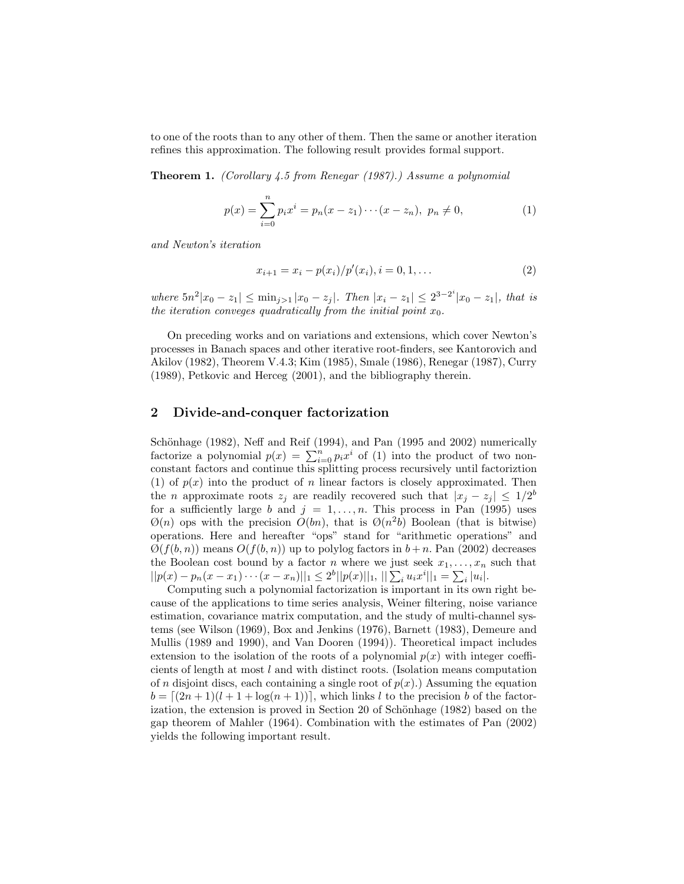to one of the roots than to any other of them. Then the same or another iteration refines this approximation. The following result provides formal support.

**Theorem 1.** *(Corollary 4.5 from Renegar (1987).) Assume a polynomial*

$$p(x) = \sum_{i=0}^{n} p_i x^i = p_n(x - z_1)\cdots(x - z_n),\ p_n \neq 0, \tag{1}$$

*and Newton's iteration*

$$x_{i+1} = x_i - p(x_i)/p'(x_i), i = 0, 1, \ldots \tag{2}$$

*where $5n^2|x_0 - z_1| \leq \min_{j>1}|x_0 - z_j|$. Then $|x_i - z_1| \leq 2^{3-2^i}|x_0 - z_1|$, that is the iteration conveges quadratically from the initial point $x_0$.*

On preceding works and on variations and extensions, which cover Newton's processes in Banach spaces and other iterative root-finders, see Kantorovich and Akilov (1982), Theorem V.4.3; Kim (1985), Smale (1986), Renegar (1987), Curry (1989), Petkovic and Herceg (2001), and the bibliography therein.

## 2 Divide-and-conquer factorization

Schönhage (1982), Neff and Reif (1994), and Pan (1995 and 2002) numerically factorize a polynomial $p(x) = \sum_{i=0}^{n} p_i x^i$ of (1) into the product of two non-constant factors and continue this splitting process recursively until factoriztion (1) of $p(x)$ into the product of $n$ linear factors is closely approximated. Then the $n$ approximate roots $z_j$ are readily recovered such that $|x_j - z_j| \leq 1/2^b$ for a sufficiently large $b$ and $j = 1, \ldots, n$. This process in Pan (1995) uses $\emptyset(n)$ ops with the precision $O(bn)$, that is $\emptyset(n^2 b)$ Boolean (that is bitwise) operations. Here and hereafter "ops" stand for "arithmetic operations" and $\emptyset(f(b, n))$ means $O(f(b, n))$ up to polylog factors in $b + n$. Pan (2002) decreases the Boolean cost bound by a factor $n$ where we just seek $x_1, \ldots, x_n$ such that $||p(x) - p_n(x - x_1)\cdots(x - x_n)||_1 \leq 2^b||p(x)||_1$, $||\sum_i u_i x^i||_1 = \sum_i |u_i|$.

Computing such a polynomial factorization is important in its own right because of the applications to time series analysis, Weiner filtering, noise variance estimation, covariance matrix computation, and the study of multi-channel systems (see Wilson (1969), Box and Jenkins (1976), Barnett (1983), Demeure and Mullis (1989 and 1990), and Van Dooren (1994)). Theoretical impact includes extension to the isolation of the roots of a polynomial $p(x)$ with integer coefficients of length at most $l$ and with distinct roots. (Isolation means computation of $n$ disjoint discs, each containing a single root of $p(x)$.) Assuming the equation $b = \lceil (2n + 1)(l + 1 + \log(n + 1)) \rceil$, which links $l$ to the precision $b$ of the factorization, the extension is proved in Section 20 of Schönhage (1982) based on the gap theorem of Mahler (1964). Combination with the estimates of Pan (2002) yields the following important result.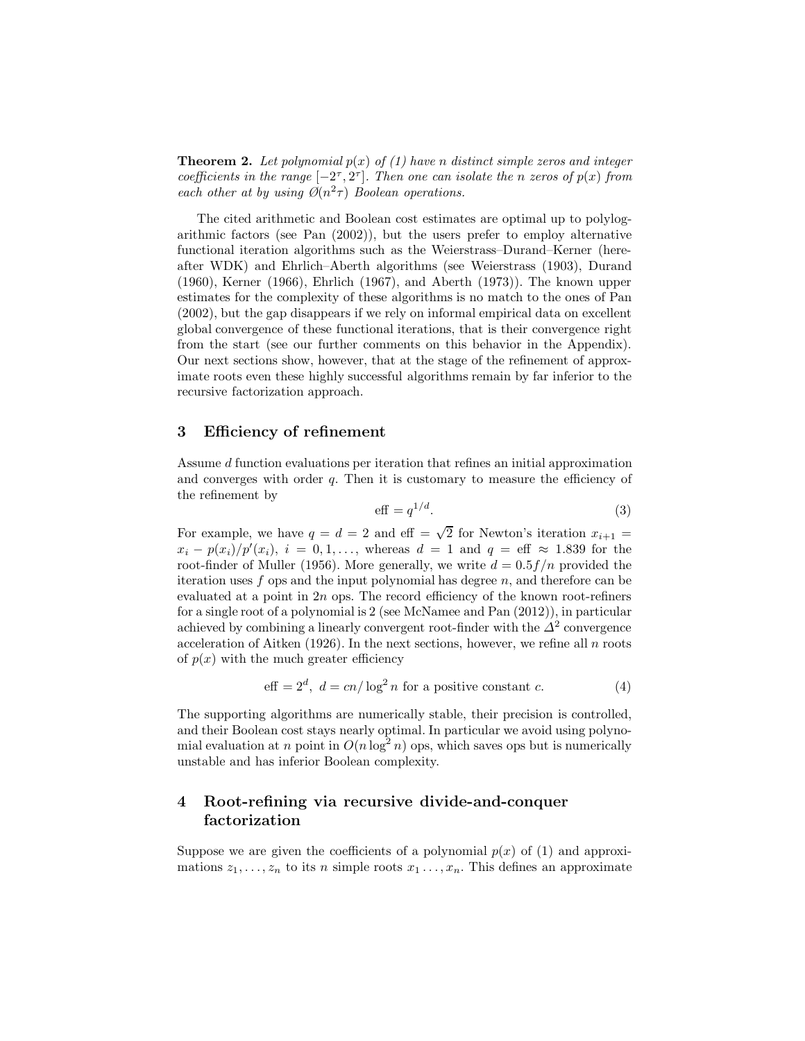**Theorem 2.** *Let polynomial $p(x)$ of (1) have $n$ distinct simple zeros and integer coefficients in the range $[-2^{\tau}, 2^{\tau}]$. Then one can isolate the $n$ zeros of $p(x)$ from each other at by using $\tilde{O}(n^2\tau)$ Boolean operations.*

The cited arithmetic and Boolean cost estimates are optimal up to polylogarithmic factors (see Pan (2002)), but the users prefer to employ alternative functional iteration algorithms such as the Weierstrass–Durand–Kerner (hereafter WDK) and Ehrlich–Aberth algorithms (see Weierstrass (1903), Durand (1960), Kerner (1966), Ehrlich (1967), and Aberth (1973)). The known upper estimates for the complexity of these algorithms is no match to the ones of Pan (2002), but the gap disappears if we rely on informal empirical data on excellent global convergence of these functional iterations, that is their convergence right from the start (see our further comments on this behavior in the Appendix). Our next sections show, however, that at the stage of the refinement of approximate roots even these highly successful algorithms remain by far inferior to the recursive factorization approach.

## 3 Efficiency of refinement

Assume $d$ function evaluations per iteration that refines an initial approximation and converges with order $q$. Then it is customary to measure the efficiency of the refinement by

$$\text{eff} = q^{1/d}. \tag{3}$$

For example, we have $q = d = 2$ and $\text{eff} = \sqrt{2}$ for Newton's iteration $x_{i+1} = x_i - p(x_i)/p'(x_i)$, $i = 0, 1, \ldots$, whereas $d = 1$ and $q = \text{eff} \approx 1.839$ for the root-finder of Muller (1956). More generally, we write $d = 0.5f/n$ provided the iteration uses $f$ ops and the input polynomial has degree $n$, and therefore can be evaluated at a point in $2n$ ops. The record efficiency of the known root-refiners for a single root of a polynomial is 2 (see McNamee and Pan (2012)), in particular achieved by combining a linearly convergent root-finder with the $\Delta^2$ convergence acceleration of Aitken (1926). In the next sections, however, we refine all $n$ roots of $p(x)$ with the much greater efficiency

$$\text{eff} = 2^d, \ d = cn/\log^2 n \text{ for a positive constant } c. \tag{4}$$

The supporting algorithms are numerically stable, their precision is controlled, and their Boolean cost stays nearly optimal. In particular we avoid using polynomial evaluation at $n$ point in $O(n \log^2 n)$ ops, which saves ops but is numerically unstable and has inferior Boolean complexity.

## 4 Root-refining via recursive divide-and-conquer factorization

Suppose we are given the coefficients of a polynomial $p(x)$ of (1) and approximations $z_1, \ldots, z_n$ to its $n$ simple roots $x_1 \ldots, x_n$. This defines an approximate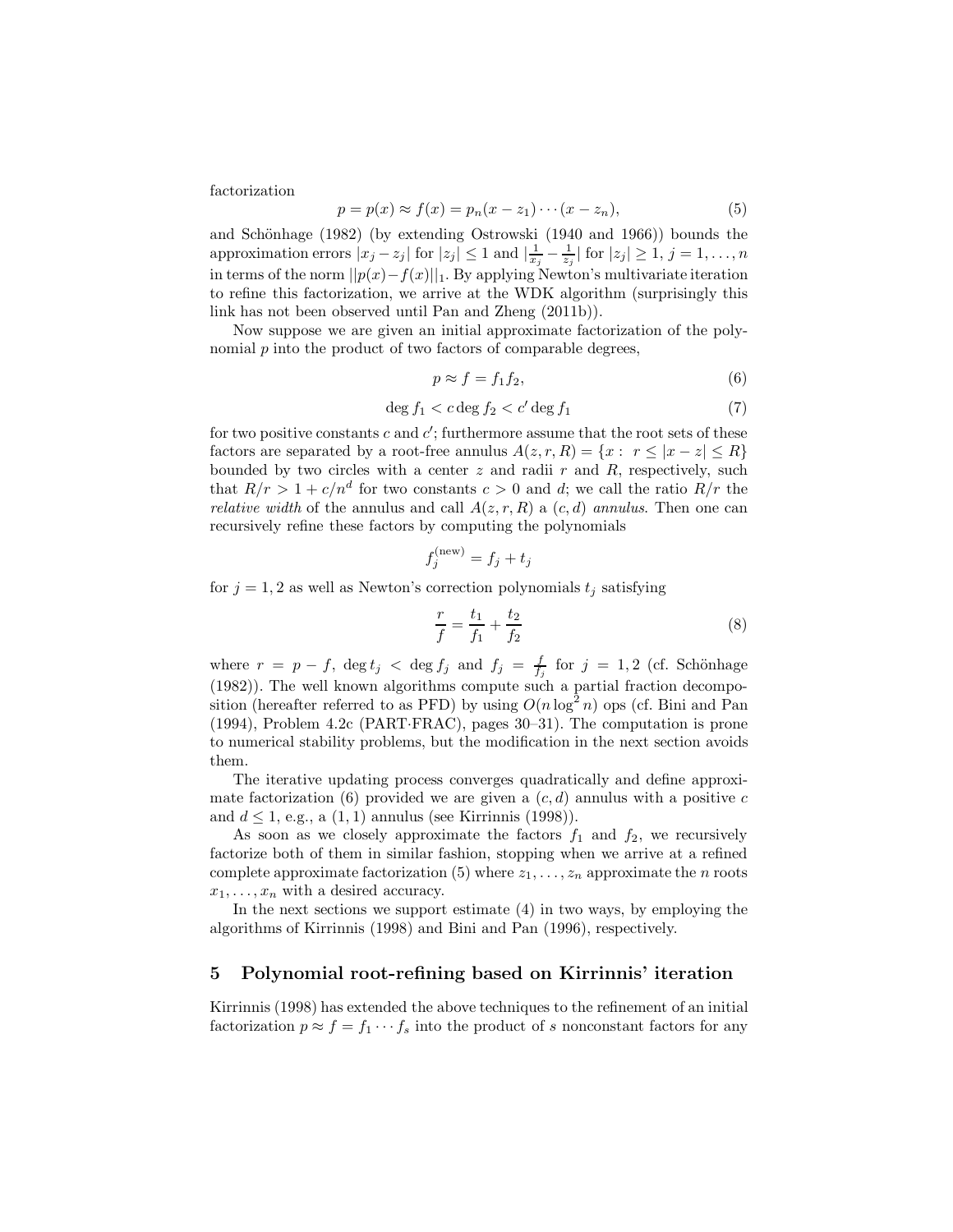factorization

$$p = p(x) \approx f(x) = p_n(x - z_1) \cdots (x - z_n), \tag{5}$$

and Schönhage (1982) (by extending Ostrowski (1940 and 1966)) bounds the approximation errors $|x_j - z_j|$ for $|z_j| \leq 1$ and $|\frac{1}{x_j} - \frac{1}{z_j}|$ for $|z_j| \geq 1$, $j = 1, \ldots, n$ in terms of the norm $||p(x) - f(x)||_1$. By applying Newton's multivariate iteration to refine this factorization, we arrive at the WDK algorithm (surprisingly this link has not been observed until Pan and Zheng (2011b)).

Now suppose we are given an initial approximate factorization of the polynomial $p$ into the product of two factors of comparable degrees,

$$p \approx f = f_1 f_2, \tag{6}$$

$$\deg f_1 < c \deg f_2 < c' \deg f_1 \tag{7}$$

for two positive constants $c$ and $c'$; furthermore assume that the root sets of these factors are separated by a root-free annulus $A(z, r, R) = \{x : \ r \leq |x - z| \leq R\}$ bounded by two circles with a center $z$ and radii $r$ and $R$, respectively, such that $R/r > 1 + c/n^d$ for two constants $c > 0$ and $d$; we call the ratio $R/r$ the *relative width* of the annulus and call $A(z, r, R)$ a $(c, d)$ *annulus*. Then one can recursively refine these factors by computing the polynomials

$$f_j^{(\text{new})} = f_j + t_j$$

for $j = 1, 2$ as well as Newton's correction polynomials $t_j$ satisfying

$$\frac{r}{f} = \frac{t_1}{f_1} + \frac{t_2}{f_2} \tag{8}$$

where $r = p - f$, $\deg t_j < \deg f_j$ and $f_j = \frac{f}{f_j}$ for $j = 1, 2$ (cf. Schönhage (1982)). The well known algorithms compute such a partial fraction decomposition (hereafter referred to as PFD) by using $O(n \log^2 n)$ ops (cf. Bini and Pan (1994), Problem 4.2c (PART·FRAC), pages 30–31). The computation is prone to numerical stability problems, but the modification in the next section avoids them.

The iterative updating process converges quadratically and define approximate factorization (6) provided we are given a $(c, d)$ annulus with a positive $c$ and $d \leq 1$, e.g., a $(1, 1)$ annulus (see Kirrinnis (1998)).

As soon as we closely approximate the factors $f_1$ and $f_2$, we recursively factorize both of them in similar fashion, stopping when we arrive at a refined complete approximate factorization (5) where $z_1, \ldots, z_n$ approximate the $n$ roots $x_1, \ldots, x_n$ with a desired accuracy.

In the next sections we support estimate (4) in two ways, by employing the algorithms of Kirrinnis (1998) and Bini and Pan (1996), respectively.

## 5 Polynomial root-refining based on Kirrinnis' iteration

Kirrinnis (1998) has extended the above techniques to the refinement of an initial factorization $p \approx f = f_1 \cdots f_s$ into the product of $s$ nonconstant factors for any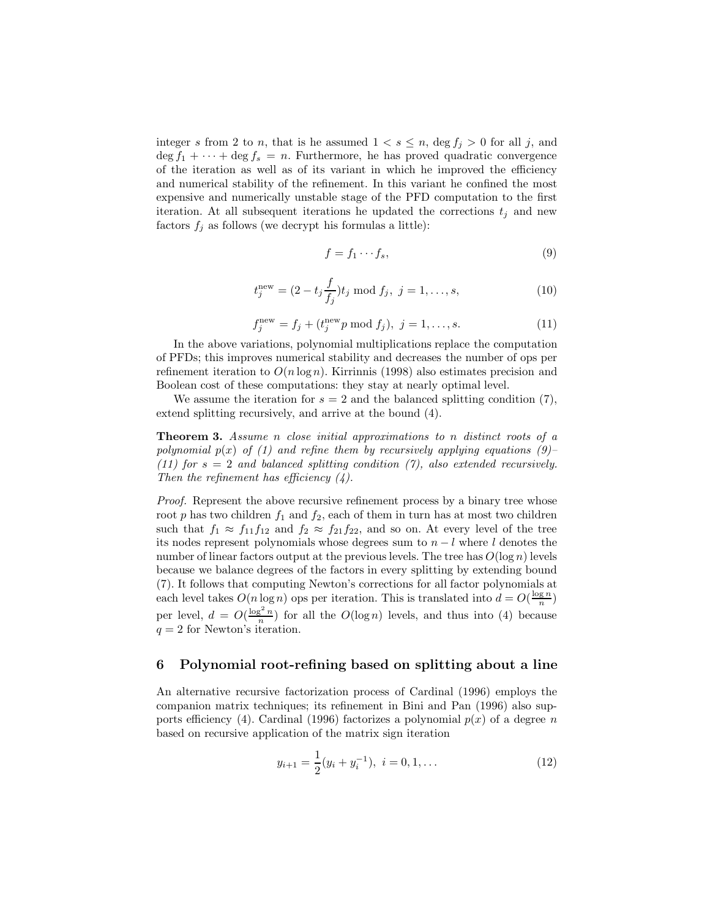integer $s$ from 2 to $n$, that is he assumed $1 < s \leq n$, $\deg f_j > 0$ for all $j$, and $\deg f_1 + \cdots + \deg f_s = n$. Furthermore, he has proved quadratic convergence of the iteration as well as of its variant in which he improved the efficiency and numerical stability of the refinement. In this variant he confined the most expensive and numerically unstable stage of the PFD computation to the first iteration. At all subsequent iterations he updated the corrections $t_j$ and new factors $f_j$ as follows (we decrypt his formulas a little):

$$f = f_1 \cdots f_s, \tag{9}$$

$$t_j^{\text{new}} = (2 - t_j \frac{f}{f_j}) t_j \bmod f_j, \ j = 1, \ldots, s, \tag{10}$$

$$f_j^{\text{new}} = f_j + (t_j^{\text{new}} p \bmod f_j), \ j = 1, \ldots, s. \tag{11}$$

In the above variations, polynomial multiplications replace the computation of PFDs; this improves numerical stability and decreases the number of ops per refinement iteration to $O(n \log n)$. Kirrinnis (1998) also estimates precision and Boolean cost of these computations: they stay at nearly optimal level.

We assume the iteration for $s = 2$ and the balanced splitting condition (7), extend splitting recursively, and arrive at the bound (4).

**Theorem 3.** *Assume $n$ close initial approximations to $n$ distinct roots of a polynomial $p(x)$ of (1) and refine them by recursively applying equations (9)–(11) for $s = 2$ and balanced splitting condition (7), also extended recursively. Then the refinement has efficiency (4).*

*Proof.* Represent the above recursive refinement process by a binary tree whose root $p$ has two children $f_1$ and $f_2$, each of them in turn has at most two children such that $f_1 \approx f_{11} f_{12}$ and $f_2 \approx f_{21} f_{22}$, and so on. At every level of the tree its nodes represent polynomials whose degrees sum to $n - l$ where $l$ denotes the number of linear factors output at the previous levels. The tree has $O(\log n)$ levels because we balance degrees of the factors in every splitting by extending bound (7). It follows that computing Newton's corrections for all factor polynomials at each level takes $O(n \log n)$ ops per iteration. This is translated into $d = O(\frac{\log n}{n})$ per level, $d = O(\frac{\log^2 n}{n})$ for all the $O(\log n)$ levels, and thus into (4) because $q = 2$ for Newton's iteration.

## 6 Polynomial root-refining based on splitting about a line

An alternative recursive factorization process of Cardinal (1996) employs the companion matrix techniques; its refinement in Bini and Pan (1996) also supports efficiency (4). Cardinal (1996) factorizes a polynomial $p(x)$ of a degree $n$ based on recursive application of the matrix sign iteration

$$y_{i+1} = \frac{1}{2}(y_i + y_i^{-1}), \ i = 0, 1, \ldots \tag{12}$$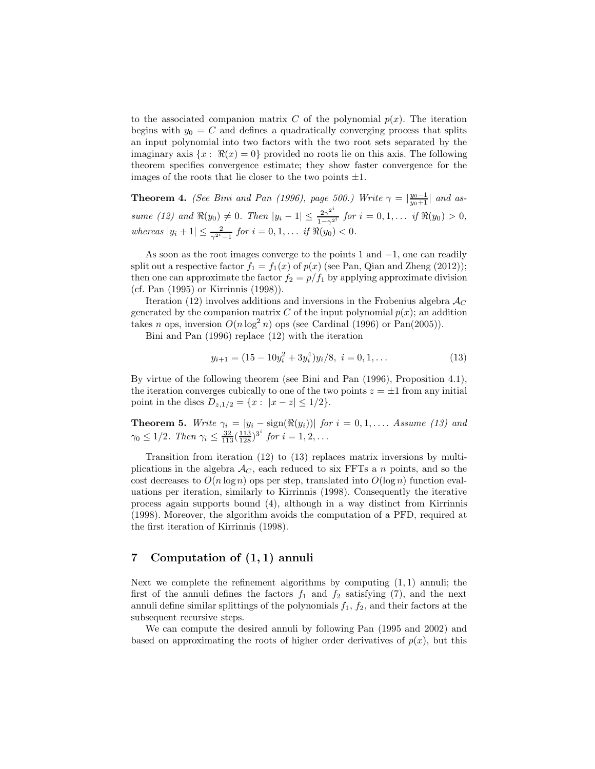to the associated companion matrix $C$ of the polynomial $p(x)$. The iteration begins with $y_0 = C$ and defines a quadratically converging process that splits an input polynomial into two factors with the two root sets separated by the imaginary axis $\{x: \Re(x) = 0\}$ provided no roots lie on this axis. The following theorem specifies convergence estimate; they show faster convergence for the images of the roots that lie closer to the two points $\pm 1$.

**Theorem 4.** *(See Bini and Pan (1996), page 500.) Write $\gamma = |\frac{y_0-1}{y_0+1}|$ and assume (12) and $\Re(y_0) \neq 0$. Then $|y_i - 1| \leq \frac{2\gamma^{2^i}}{1-\gamma^{2^i}}$ for $i = 0, 1, \ldots$ if $\Re(y_0) > 0$, whereas $|y_i + 1| \leq \frac{2}{\gamma^{2^i}-1}$ for $i = 0, 1, \ldots$ if $\Re(y_0) < 0$.*

As soon as the root images converge to the points 1 and $-1$, one can readily split out a respective factor $f_1 = f_1(x)$ of $p(x)$ (see Pan, Qian and Zheng (2012)); then one can approximate the factor $f_2 = p/f_1$ by applying approximate division (cf. Pan (1995) or Kirrinnis (1998)).

Iteration (12) involves additions and inversions in the Frobenius algebra $\mathcal{A}_C$ generated by the companion matrix $C$ of the input polynomial $p(x)$; an addition takes $n$ ops, inversion $O(n \log^2 n)$ ops (see Cardinal (1996) or Pan(2005)).

Bini and Pan (1996) replace (12) with the iteration

$$y_{i+1} = (15 - 10y_i^2 + 3y_i^4)y_i/8, \ i = 0, 1, \ldots \tag{13}$$

By virtue of the following theorem (see Bini and Pan (1996), Proposition 4.1), the iteration converges cubically to one of the two points $z = \pm 1$ from any initial point in the discs $D_{z,1/2} = \{x: \ |x - z| \leq 1/2\}$.

**Theorem 5.** *Write $\gamma_i = |y_i - \text{sign}(\Re(y_i))|$ for $i = 0, 1, \ldots$. Assume (13) and $\gamma_0 \leq 1/2$. Then $\gamma_i \leq \frac{32}{113}(\frac{113}{128})^{3^i}$ for $i = 1, 2, \ldots$*

Transition from iteration (12) to (13) replaces matrix inversions by multiplications in the algebra $\mathcal{A}_C$, each reduced to six FFTs a $n$ points, and so the cost decreases to $O(n \log n)$ ops per step, translated into $O(\log n)$ function evaluations per iteration, similarly to Kirrinnis (1998). Consequently the iterative process again supports bound (4), although in a way distinct from Kirrinnis (1998). Moreover, the algorithm avoids the computation of a PFD, required at the first iteration of Kirrinnis (1998).

## 7 Computation of $(1, 1)$ annuli

Next we complete the refinement algorithms by computing $(1, 1)$ annuli; the first of the annuli defines the factors $f_1$ and $f_2$ satisfying (7), and the next annuli define similar splittings of the polynomials $f_1$, $f_2$, and their factors at the subsequent recursive steps.

We can compute the desired annuli by following Pan (1995 and 2002) and based on approximating the roots of higher order derivatives of $p(x)$, but this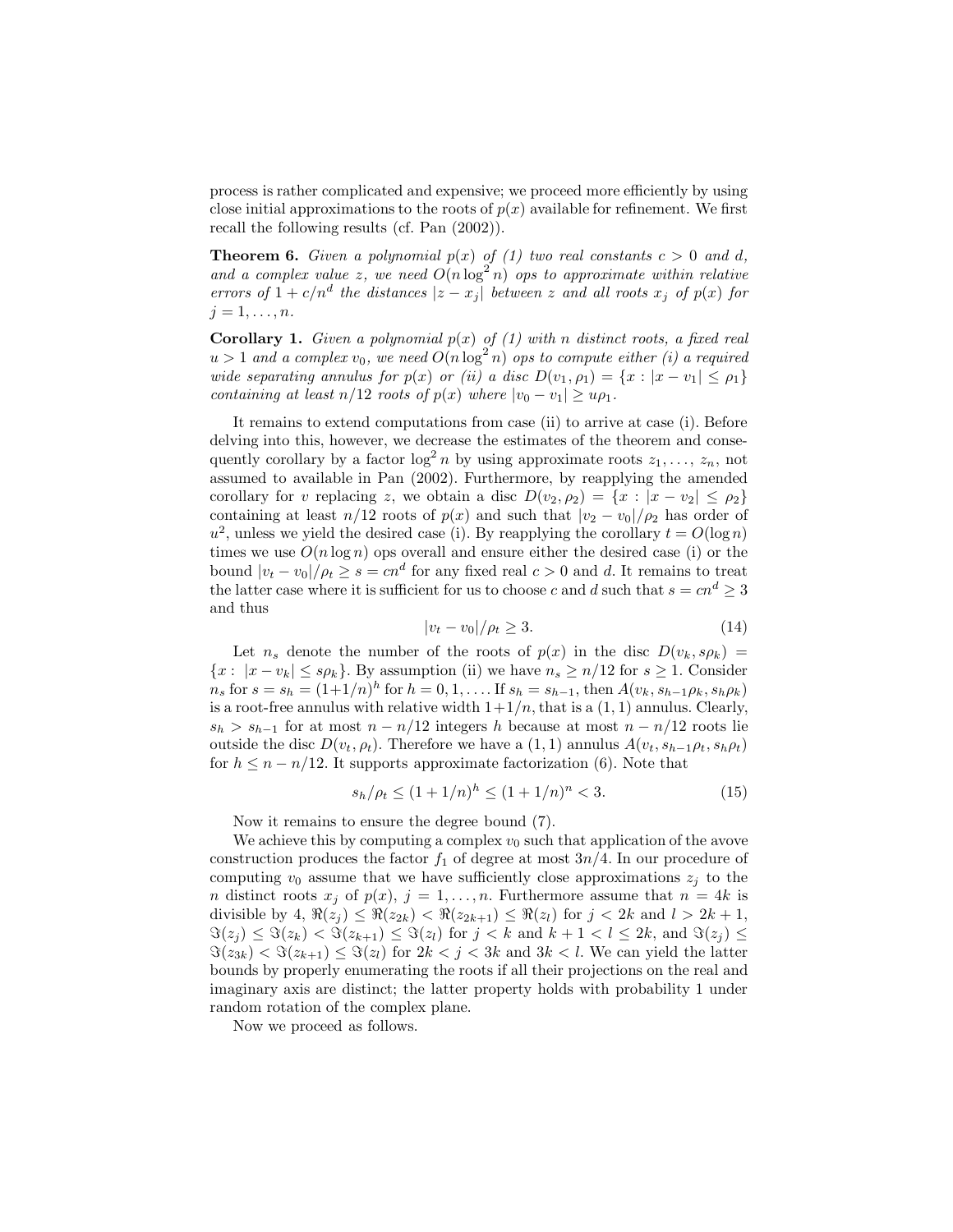process is rather complicated and expensive; we proceed more efficiently by using close initial approximations to the roots of $p(x)$ available for refinement. We first recall the following results (cf. Pan (2002)).

**Theorem 6.** *Given a polynomial $p(x)$ of (1) two real constants $c > 0$ and $d$, and a complex value $z$, we need $O(n \log^2 n)$ ops to approximate within relative errors of $1 + c/n^d$ the distances $|z - x_j|$ between $z$ and all roots $x_j$ of $p(x)$ for $j = 1, \ldots, n$.*

**Corollary 1.** *Given a polynomial $p(x)$ of (1) with $n$ distinct roots, a fixed real $u > 1$ and a complex $v_0$, we need $O(n \log^2 n)$ ops to compute either (i) a required wide separating annulus for $p(x)$ or (ii) a disc $D(v_1, \rho_1) = \{x : |x - v_1| \le \rho_1\}$ containing at least $n/12$ roots of $p(x)$ where $|v_0 - v_1| \ge u\rho_1$.*

It remains to extend computations from case (ii) to arrive at case (i). Before delving into this, however, we decrease the estimates of the theorem and consequently corollary by a factor $\log^2 n$ by using approximate roots $z_1, \ldots, z_n$, not assumed to available in Pan (2002). Furthermore, by reapplying the amended corollary for $v$ replacing $z$, we obtain a disc $D(v_2, \rho_2) = \{x : |x - v_2| \le \rho_2\}$ containing at least $n/12$ roots of $p(x)$ and such that $|v_2 - v_0|/\rho_2$ has order of $u^2$, unless we yield the desired case (i). By reapplying the corollary $t = O(\log n)$ times we use $O(n \log n)$ ops overall and ensure either the desired case (i) or the bound $|v_t - v_0|/\rho_t \ge s = cn^d$ for any fixed real $c > 0$ and $d$. It remains to treat the latter case where it is sufficient for us to choose $c$ and $d$ such that $s = cn^d \ge 3$ and thus

$$|v_t - v_0|/\rho_t \ge 3. \tag{14}$$

Let $n_s$ denote the number of the roots of $p(x)$ in the disc $D(v_k, s\rho_k) = \{x : |x - v_k| \le s\rho_k\}$. By assumption (ii) we have $n_s \ge n/12$ for $s \ge 1$. Consider $n_s$ for $s = s_h = (1+1/n)^h$ for $h = 0, 1, \ldots$. If $s_h = s_{h-1}$, then $A(v_k, s_{h-1}\rho_k, s_h\rho_k)$ is a root-free annulus with relative width $1+1/n$, that is a $(1, 1)$ annulus. Clearly, $s_h > s_{h-1}$ for at most $n - n/12$ integers $h$ because at most $n - n/12$ roots lie outside the disc $D(v_t, \rho_t)$. Therefore we have a $(1, 1)$ annulus $A(v_t, s_{h-1}\rho_t, s_h\rho_t)$ for $h \le n - n/12$. It supports approximate factorization (6). Note that

$$s_h/\rho_t \le (1 + 1/n)^h \le (1 + 1/n)^n < 3. \tag{15}$$

Now it remains to ensure the degree bound (7).

We achieve this by computing a complex $v_0$ such that application of the avove construction produces the factor $f_1$ of degree at most $3n/4$. In our procedure of computing $v_0$ assume that we have sufficiently close approximations $z_j$ to the $n$ distinct roots $x_j$ of $p(x)$, $j = 1, \ldots, n$. Furthermore assume that $n = 4k$ is divisible by 4, $\Re(z_j) \le \Re(z_{2k}) < \Re(z_{2k+1}) \le \Re(z_l)$ for $j < 2k$ and $l > 2k + 1$, $\Im(z_j) \le \Im(z_k) < \Im(z_{k+1}) \le \Im(z_l)$ for $j < k$ and $k + 1 < l \le 2k$, and $\Im(z_j) \le \Im(z_{3k}) < \Im(z_{k+1}) \le \Im(z_l)$ for $2k < j < 3k$ and $3k < l$. We can yield the latter bounds by properly enumerating the roots if all their projections on the real and imaginary axis are distinct; the latter property holds with probability 1 under random rotation of the complex plane.

Now we proceed as follows.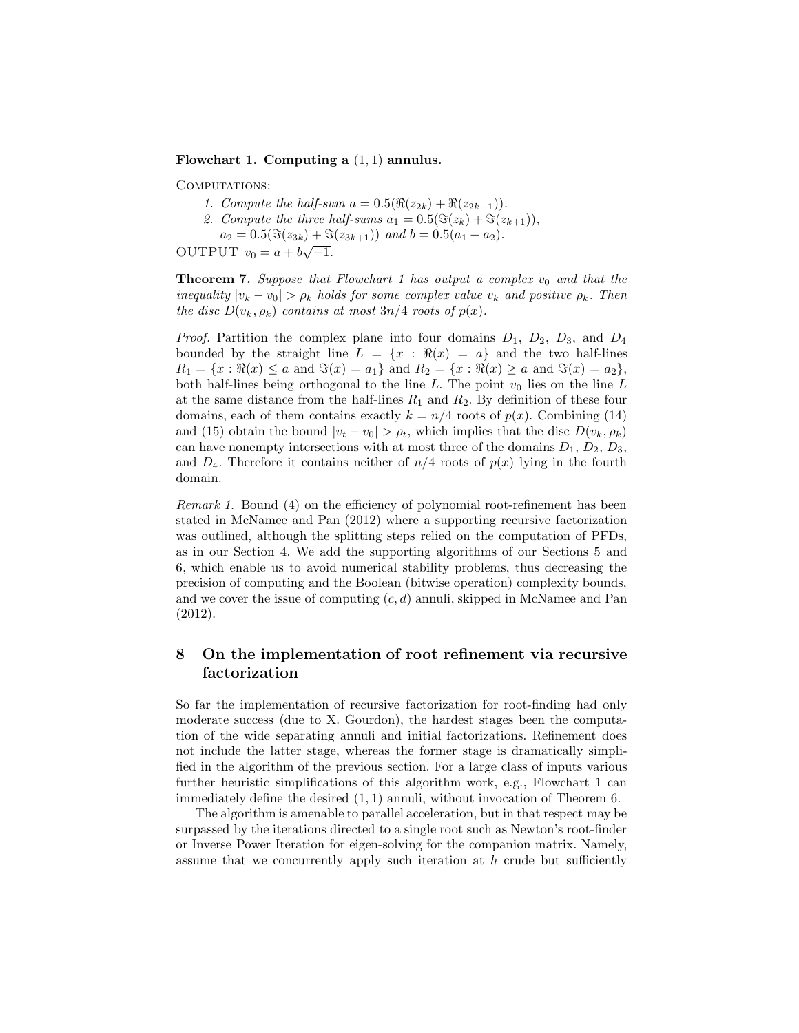**Flowchart 1. Computing a $(1, 1)$ annulus.**

COMPUTATIONS:

1. *Compute the half-sum* $a = 0.5(\Re(z_{2k}) + \Re(z_{2k+1}))$.
2. *Compute the three half-sums* $a_1 = 0.5(\Im(z_k) + \Im(z_{k+1}))$, $a_2 = 0.5(\Im(z_{3k}) + \Im(z_{3k+1}))$ *and* $b = 0.5(a_1 + a_2)$.

OUTPUT $v_0 = a + b\sqrt{-1}$.

**Theorem 7.** *Suppose that Flowchart 1 has output a complex* $v_0$ *and that the inequality* $|v_k - v_0| > \rho_k$ *holds for some complex value* $v_k$ *and positive* $\rho_k$. *Then the disc* $D(v_k, \rho_k)$ *contains at most* $3n/4$ *roots of* $p(x)$.

*Proof.* Partition the complex plane into four domains $D_1$, $D_2$, $D_3$, and $D_4$ bounded by the straight line $L = \{x : \Re(x) = a\}$ and the two half-lines $R_1 = \{x : \Re(x) \leq a \text{ and } \Im(x) = a_1\}$ and $R_2 = \{x : \Re(x) \geq a \text{ and } \Im(x) = a_2\}$, both half-lines being orthogonal to the line $L$. The point $v_0$ lies on the line $L$ at the same distance from the half-lines $R_1$ and $R_2$. By definition of these four domains, each of them contains exactly $k = n/4$ roots of $p(x)$. Combining (14) and (15) obtain the bound $|v_t - v_0| > \rho_t$, which implies that the disc $D(v_k, \rho_k)$ can have nonempty intersections with at most three of the domains $D_1$, $D_2$, $D_3$, and $D_4$. Therefore it contains neither of $n/4$ roots of $p(x)$ lying in the fourth domain.

*Remark 1.* Bound (4) on the efficiency of polynomial root-refinement has been stated in McNamee and Pan (2012) where a supporting recursive factorization was outlined, although the splitting steps relied on the computation of PFDs, as in our Section 4. We add the supporting algorithms of our Sections 5 and 6, which enable us to avoid numerical stability problems, thus decreasing the precision of computing and the Boolean (bitwise operation) complexity bounds, and we cover the issue of computing $(c, d)$ annuli, skipped in McNamee and Pan (2012).

## 8 On the implementation of root refinement via recursive factorization

So far the implementation of recursive factorization for root-finding had only moderate success (due to X. Gourdon), the hardest stages been the computation of the wide separating annuli and initial factorizations. Refinement does not include the latter stage, whereas the former stage is dramatically simplified in the algorithm of the previous section. For a large class of inputs various further heuristic simplifications of this algorithm work, e.g., Flowchart 1 can immediately define the desired $(1, 1)$ annuli, without invocation of Theorem 6.

The algorithm is amenable to parallel acceleration, but in that respect may be surpassed by the iterations directed to a single root such as Newton's root-finder or Inverse Power Iteration for eigen-solving for the companion matrix. Namely, assume that we concurrently apply such iteration at $h$ crude but sufficiently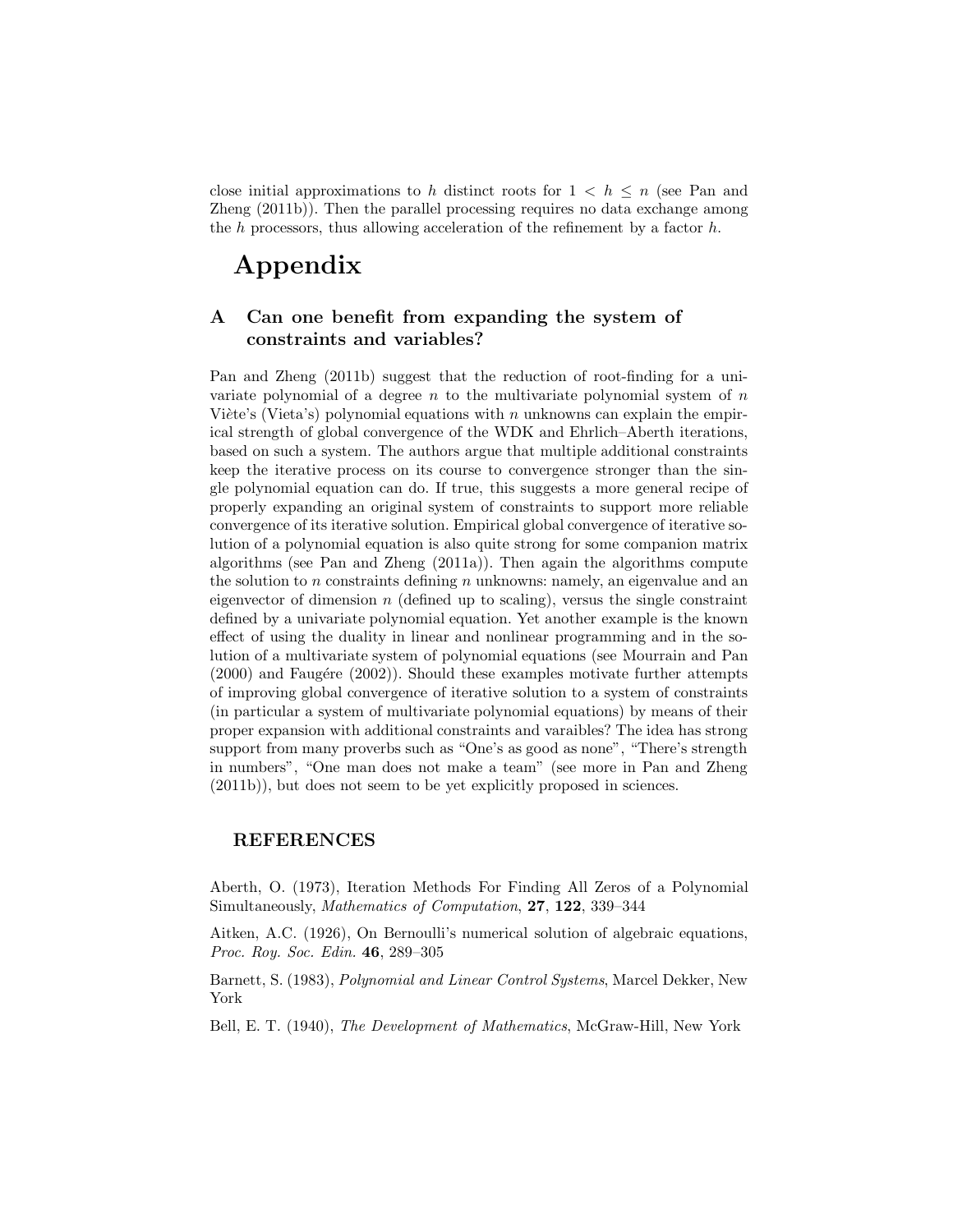close initial approximations to $h$ distinct roots for $1 < h \leq n$ (see Pan and Zheng (2011b)). Then the parallel processing requires no data exchange among the $h$ processors, thus allowing acceleration of the refinement by a factor $h$.

# Appendix

## A Can one benefit from expanding the system of constraints and variables?

Pan and Zheng (2011b) suggest that the reduction of root-finding for a univariate polynomial of a degree $n$ to the multivariate polynomial system of $n$ Viète's (Vieta's) polynomial equations with $n$ unknowns can explain the empirical strength of global convergence of the WDK and Ehrlich–Aberth iterations, based on such a system. The authors argue that multiple additional constraints keep the iterative process on its course to convergence stronger than the single polynomial equation can do. If true, this suggests a more general recipe of properly expanding an original system of constraints to support more reliable convergence of its iterative solution. Empirical global convergence of iterative solution of a polynomial equation is also quite strong for some companion matrix algorithms (see Pan and Zheng (2011a)). Then again the algorithms compute the solution to $n$ constraints defining $n$ unknowns: namely, an eigenvalue and an eigenvector of dimension $n$ (defined up to scaling), versus the single constraint defined by a univariate polynomial equation. Yet another example is the known effect of using the duality in linear and nonlinear programming and in the solution of a multivariate system of polynomial equations (see Mourrain and Pan (2000) and Faugére (2002)). Should these examples motivate further attempts of improving global convergence of iterative solution to a system of constraints (in particular a system of multivariate polynomial equations) by means of their proper expansion with additional constraints and varaibles? The idea has strong support from many proverbs such as "One's as good as none", "There's strength in numbers", "One man does not make a team" (see more in Pan and Zheng (2011b)), but does not seem to be yet explicitly proposed in sciences.

### REFERENCES

Aberth, O. (1973), Iteration Methods For Finding All Zeros of a Polynomial Simultaneously, *Mathematics of Computation*, **27**, **122**, 339–344

Aitken, A.C. (1926), On Bernoulli's numerical solution of algebraic equations, *Proc. Roy. Soc. Edin.* **46**, 289–305

Barnett, S. (1983), *Polynomial and Linear Control Systems*, Marcel Dekker, New York

Bell, E. T. (1940), *The Development of Mathematics*, McGraw-Hill, New York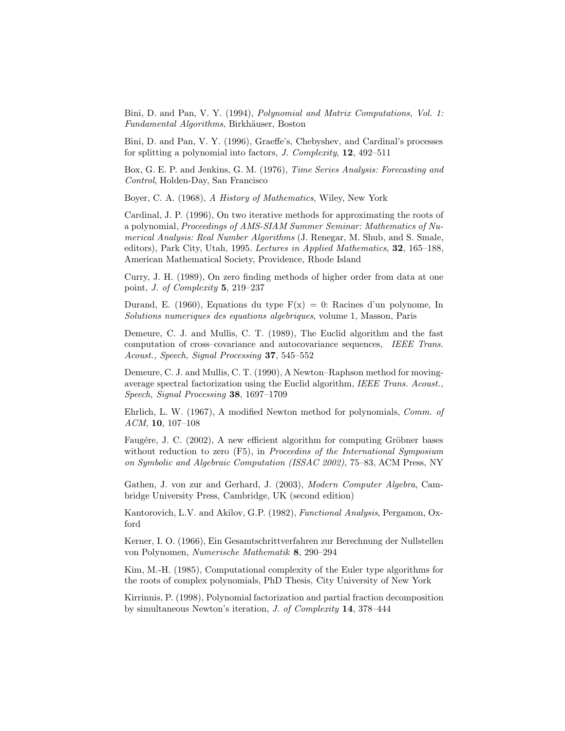Bini, D. and Pan, V. Y. (1994), *Polynomial and Matrix Computations, Vol. 1: Fundamental Algorithms*, Birkhäuser, Boston

Bini, D. and Pan, V. Y. (1996), Graeffe's, Chebyshev, and Cardinal's processes for splitting a polynomial into factors, *J. Complexity*, **12**, 492–511

Box, G. E. P. and Jenkins, G. M. (1976), *Time Series Analysis: Forecasting and Control*, Holden-Day, San Francisco

Boyer, C. A. (1968), *A History of Mathematics*, Wiley, New York

Cardinal, J. P. (1996), On two iterative methods for approximating the roots of a polynomial, *Proceedings of AMS-SIAM Summer Seminar: Mathematics of Numerical Analysis: Real Number Algorithms* (J. Renegar, M. Shub, and S. Smale, editors), Park City, Utah, 1995. *Lectures in Applied Mathematics*, **32**, 165–188, American Mathematical Society, Providence, Rhode Island

Curry, J. H. (1989), On zero finding methods of higher order from data at one point, *J. of Complexity* **5**, 219–237

Durand, E. (1960), Equations du type F(x) = 0: Racines d'un polynome, In *Solutions numeriques des equations algebriques*, volume 1, Masson, Paris

Demeure, C. J. and Mullis, C. T. (1989), The Euclid algorithm and the fast computation of cross–covariance and autocovariance sequences, *IEEE Trans. Acoust., Speech, Signal Processing* **37**, 545–552

Demeure, C. J. and Mullis, C. T. (1990), A Newton–Raphson method for moving-average spectral factorization using the Euclid algorithm, *IEEE Trans. Acoust., Speech, Signal Processing* **38**, 1697–1709

Ehrlich, L. W. (1967), A modified Newton method for polynomials, *Comm. of ACM*, **10**, 107–108

Faugére, J. C. (2002), A new efficient algorithm for computing Gröbner bases without reduction to zero (F5), in *Proceedins of the International Symposium on Symbolic and Algebraic Computation (ISSAC 2002)*, 75–83, ACM Press, NY

Gathen, J. von zur and Gerhard, J. (2003), *Modern Computer Algebra*, Cambridge University Press, Cambridge, UK (second edition)

Kantorovich, L.V. and Akilov, G.P. (1982), *Functional Analysis*, Pergamon, Oxford

Kerner, I. O. (1966), Ein Gesamtschrittverfahren zur Berechnung der Nullstellen von Polynomen, *Numerische Mathematik* **8**, 290–294

Kim, M.-H. (1985), Computational complexity of the Euler type algorithms for the roots of complex polynomials, PhD Thesis, City University of New York

Kirrinnis, P. (1998), Polynomial factorization and partial fraction decomposition by simultaneous Newton's iteration, *J. of Complexity* **14**, 378–444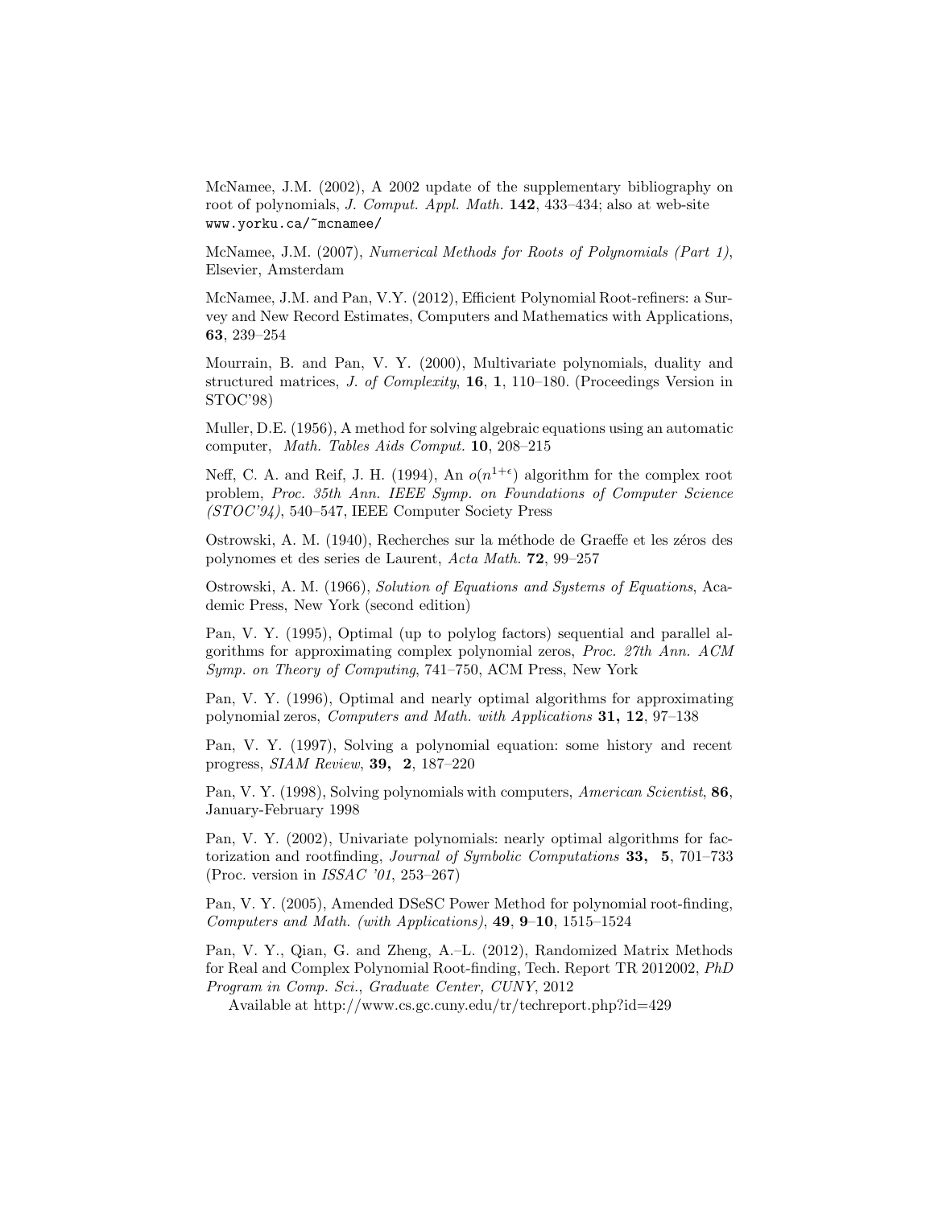McNamee, J.M. (2002), A 2002 update of the supplementary bibliography on root of polynomials, *J. Comput. Appl. Math.* **142**, 433–434; also at web-site `www.yorku.ca/~mcnamee/`

McNamee, J.M. (2007), *Numerical Methods for Roots of Polynomials (Part 1)*, Elsevier, Amsterdam

McNamee, J.M. and Pan, V.Y. (2012), Efficient Polynomial Root-refiners: a Survey and New Record Estimates, Computers and Mathematics with Applications, **63**, 239–254

Mourrain, B. and Pan, V. Y. (2000), Multivariate polynomials, duality and structured matrices, *J. of Complexity*, **16**, **1**, 110–180. (Proceedings Version in STOC'98)

Muller, D.E. (1956), A method for solving algebraic equations using an automatic computer, *Math. Tables Aids Comput.* **10**, 208–215

Neff, C. A. and Reif, J. H. (1994), An $o(n^{1+\epsilon})$ algorithm for the complex root problem, *Proc. 35th Ann. IEEE Symp. on Foundations of Computer Science (STOC'94)*, 540–547, IEEE Computer Society Press

Ostrowski, A. M. (1940), Recherches sur la méthode de Graeffe et les zéros des polynomes et des series de Laurent, *Acta Math.* **72**, 99–257

Ostrowski, A. M. (1966), *Solution of Equations and Systems of Equations*, Academic Press, New York (second edition)

Pan, V. Y. (1995), Optimal (up to polylog factors) sequential and parallel algorithms for approximating complex polynomial zeros, *Proc. 27th Ann. ACM Symp. on Theory of Computing*, 741–750, ACM Press, New York

Pan, V. Y. (1996), Optimal and nearly optimal algorithms for approximating polynomial zeros, *Computers and Math. with Applications* **31, 12**, 97–138

Pan, V. Y. (1997), Solving a polynomial equation: some history and recent progress, *SIAM Review*, **39, 2**, 187–220

Pan, V. Y. (1998), Solving polynomials with computers, *American Scientist*, **86**, January-February 1998

Pan, V. Y. (2002), Univariate polynomials: nearly optimal algorithms for factorization and rootfinding, *Journal of Symbolic Computations* **33, 5**, 701–733 (Proc. version in *ISSAC '01*, 253–267)

Pan, V. Y. (2005), Amended DSeSC Power Method for polynomial root-finding, *Computers and Math. (with Applications)*, **49**, **9–10**, 1515–1524

Pan, V. Y., Qian, G. and Zheng, A.–L. (2012), Randomized Matrix Methods for Real and Complex Polynomial Root-finding, Tech. Report TR 2012002, *PhD Program in Comp. Sci., Graduate Center, CUNY*, 2012

Available at http://www.cs.gc.cuny.edu/tr/techreport.php?id=429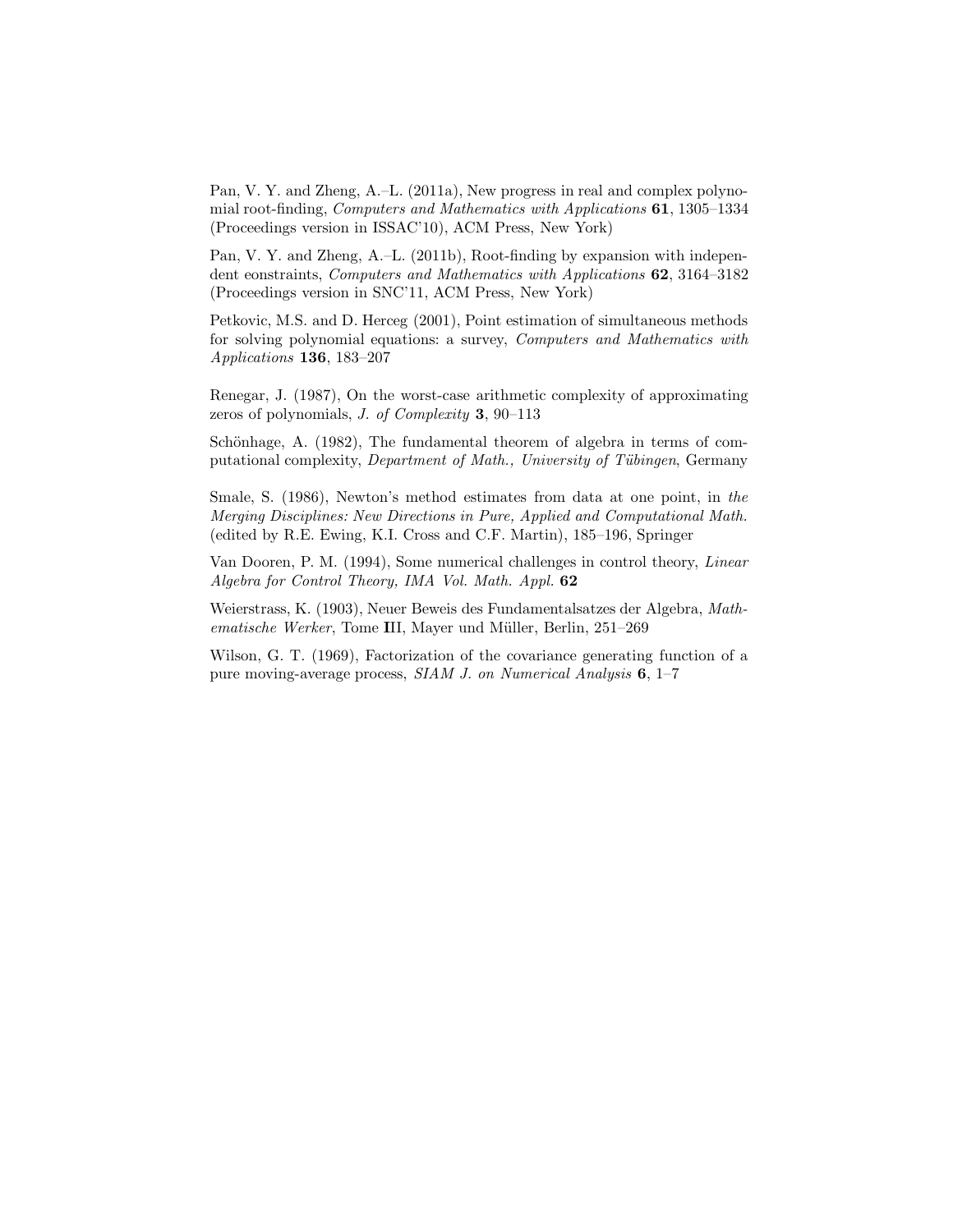Pan, V. Y. and Zheng, A.–L. (2011a), New progress in real and complex polynomial root-finding, *Computers and Mathematics with Applications* **61**, 1305–1334 (Proceedings version in ISSAC'10), ACM Press, New York)

Pan, V. Y. and Zheng, A.–L. (2011b), Root-finding by expansion with independent eonstraints, *Computers and Mathematics with Applications* **62**, 3164–3182 (Proceedings version in SNC'11, ACM Press, New York)

Petkovic, M.S. and D. Herceg (2001), Point estimation of simultaneous methods for solving polynomial equations: a survey, *Computers and Mathematics with Applications* **136**, 183–207

Renegar, J. (1987), On the worst-case arithmetic complexity of approximating zeros of polynomials, *J. of Complexity* **3**, 90–113

Schönhage, A. (1982), The fundamental theorem of algebra in terms of computational complexity, *Department of Math., University of Tübingen*, Germany

Smale, S. (1986), Newton's method estimates from data at one point, in *the Merging Disciplines: New Directions in Pure, Applied and Computational Math.* (edited by R.E. Ewing, K.I. Cross and C.F. Martin), 185–196, Springer

Van Dooren, P. M. (1994), Some numerical challenges in control theory, *Linear Algebra for Control Theory, IMA Vol. Math. Appl.* **62**

Weierstrass, K. (1903), Neuer Beweis des Fundamentalsatzes der Algebra, *Mathematische Werker*, Tome **I**II, Mayer und Müller, Berlin, 251–269

Wilson, G. T. (1969), Factorization of the covariance generating function of a pure moving-average process, *SIAM J. on Numerical Analysis* **6**, 1–7